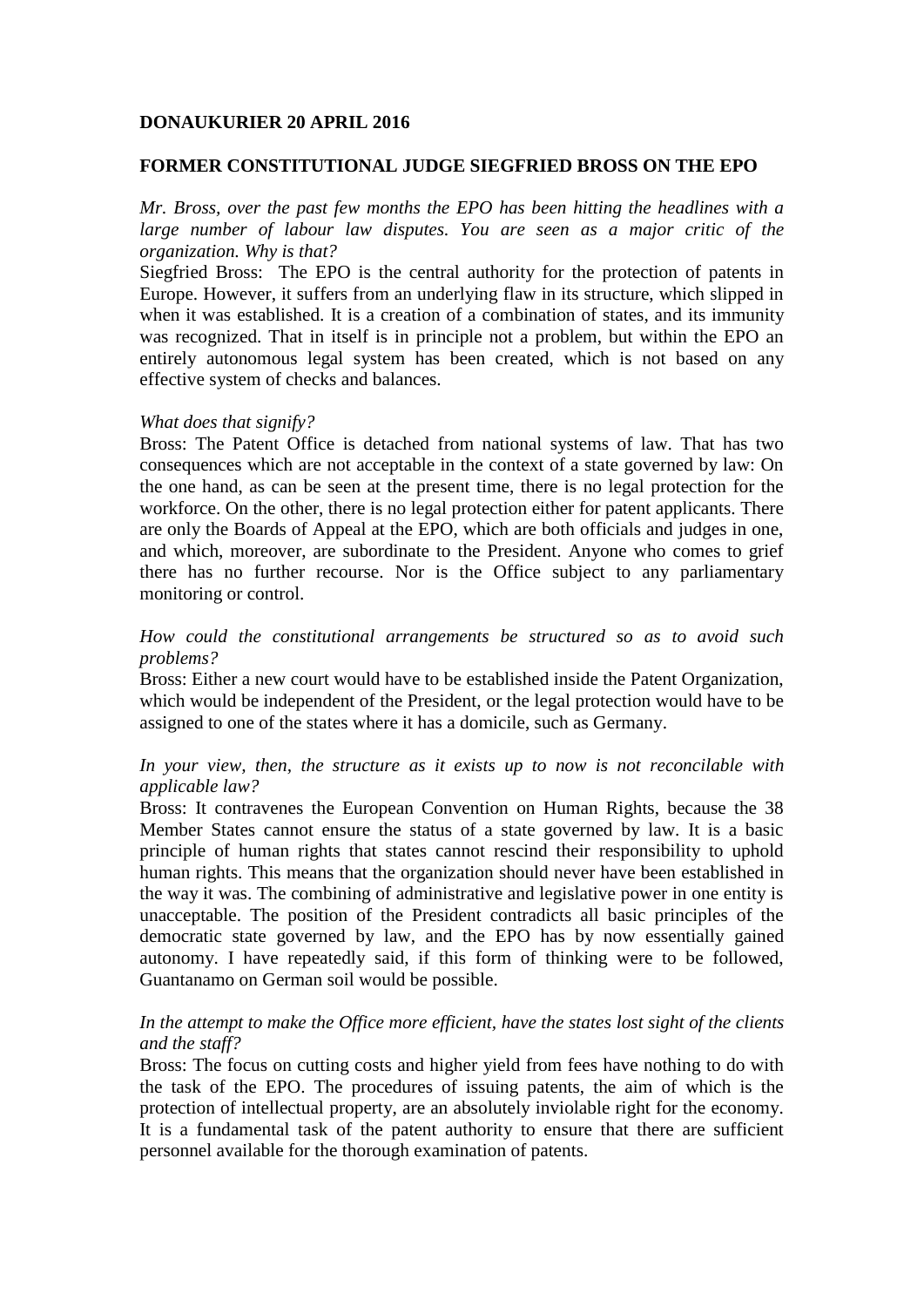**DONAUKURIER 20 APRIL 2016**

**FORMER CONSTITUTIONAL JUDGE SIEGFRIED BROSS ON THE EPO**

*Mr. Bross, over the past few months the EPO has been hitting the headlines with a large number of labour law disputes. You are seen as a major critic of the organization. Why is that?*

Siegfried Bross: The EPO is the central authority for the protection of patents in Europe. However, it suffers from an underlying flaw in its structure, which slipped in when it was established. It is a creation of a combination of states, and its immunity was recognized. That in itself is in principle not a problem, but within the EPO an entirely autonomous legal system has been created, which is not based on any effective system of checks and balances.

*What does that signify?*

Bross: The Patent Office is detached from national systems of law. That has two consequences which are not acceptable in the context of a state governed by law: On the one hand, as can be seen at the present time, there is no legal protection for the workforce. On the other, there is no legal protection either for patent applicants. There are only the Boards of Appeal at the EPO, which are both officials and judges in one, and which, moreover, are subordinate to the President. Anyone who comes to grief there has no further recourse. Nor is the Office subject to any parliamentary monitoring or control.

*How could the constitutional arrangements be structured so as to avoid such problems?*

Bross: Either a new court would have to be established inside the Patent Organization, which would be independent of the President, or the legal protection would have to be assigned to one of the states where it has a domicile, such as Germany.

*In your view, then, the structure as it exists up to now is not reconcilable with applicable law?*

Bross: It contravenes the European Convention on Human Rights, because the 38 Member States cannot ensure the status of a state governed by law. It is a basic principle of human rights that states cannot rescind their responsibility to uphold human rights. This means that the organization should never have been established in the way it was. The combining of administrative and legislative power in one entity is unacceptable. The position of the President contradicts all basic principles of the democratic state governed by law, and the EPO has by now essentially gained autonomy. I have repeatedly said, if this form of thinking were to be followed, Guantanamo on German soil would be possible.

*In the attempt to make the Office more efficient, have the states lost sight of the clients and the staff?*

Bross: The focus on cutting costs and higher yield from fees have nothing to do with the task of the EPO. The procedures of issuing patents, the aim of which is the protection of intellectual property, are an absolutely inviolable right for the economy. It is a fundamental task of the patent authority to ensure that there are sufficient personnel available for the thorough examination of patents.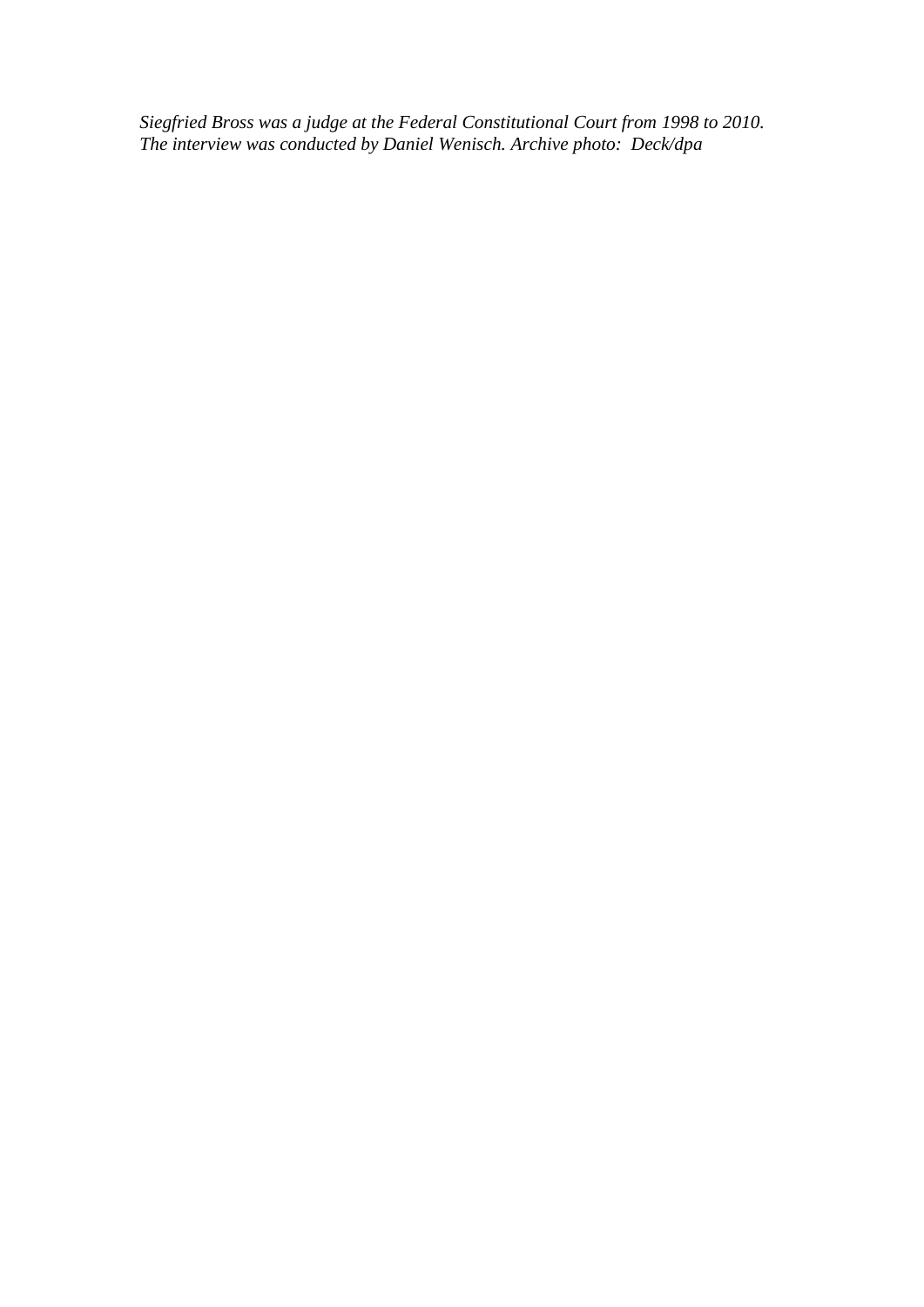*Siegfried Bross was a judge at the Federal Constitutional Court from 1998 to 2010. The interview was conducted by Daniel Wenisch. Archive photo: Deck/dpa*